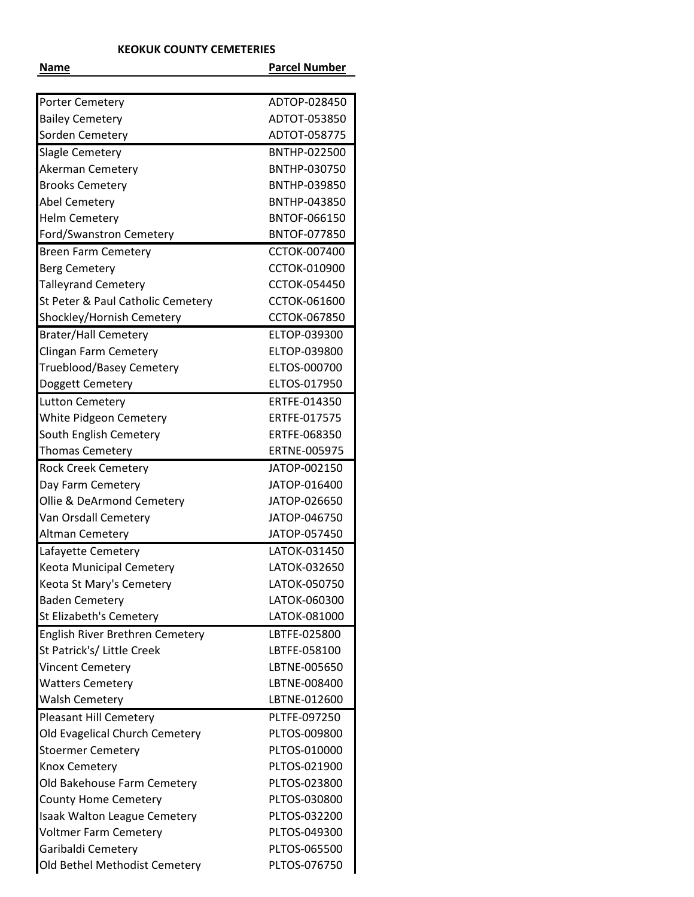## KEOKUK COUNTY CEMETERIES

| Name | Parcel Number |
| --- | --- |
| Porter Cemetery | ADTOP-028450 |
| Bailey Cemetery | ADTOT-053850 |
| Sorden Cemetery | ADTOT-058775 |
| Slagle Cemetery | BNTHP-022500 |
| Akerman Cemetery | BNTHP-030750 |
| Brooks Cemetery | BNTHP-039850 |
| Abel Cemetery | BNTHP-043850 |
| Helm Cemetery | BNTOF-066150 |
| Ford/Swanstron Cemetery | BNTOF-077850 |
| Breen Farm Cemetery | CCTOK-007400 |
| Berg Cemetery | CCTOK-010900 |
| Talleyrand Cemetery | CCTOK-054450 |
| St Peter & Paul Catholic Cemetery | CCTOK-061600 |
| Shockley/Hornish Cemetery | CCTOK-067850 |
| Brater/Hall Cemetery | ELTOP-039300 |
| Clingan Farm Cemetery | ELTOP-039800 |
| Trueblood/Basey Cemetery | ELTOS-000700 |
| Doggett Cemetery | ELTOS-017950 |
| Lutton Cemetery | ERTFE-014350 |
| White Pidgeon Cemetery | ERTFE-017575 |
| South English Cemetery | ERTFE-068350 |
| Thomas Cemetery | ERTNE-005975 |
| Rock Creek Cemetery | JATOP-002150 |
| Day Farm Cemetery | JATOP-016400 |
| Ollie & DeArmond Cemetery | JATOP-026650 |
| Van Orsdall Cemetery | JATOP-046750 |
| Altman Cemetery | JATOP-057450 |
| Lafayette Cemetery | LATOK-031450 |
| Keota Municipal Cemetery | LATOK-032650 |
| Keota St Mary's Cemetery | LATOK-050750 |
| Baden Cemetery | LATOK-060300 |
| St Elizabeth's Cemetery | LATOK-081000 |
| English River Brethren Cemetery | LBTFE-025800 |
| St Patrick's/ Little Creek | LBTFE-058100 |
| Vincent Cemetery | LBTNE-005650 |
| Watters Cemetery | LBTNE-008400 |
| Walsh Cemetery | LBTNE-012600 |
| Pleasant Hill Cemetery | PLTFE-097250 |
| Old Evagelical Church Cemetery | PLTOS-009800 |
| Stoermer Cemetery | PLTOS-010000 |
| Knox Cemetery | PLTOS-021900 |
| Old Bakehouse Farm Cemetery | PLTOS-023800 |
| County Home Cemetery | PLTOS-030800 |
| Isaak Walton League Cemetery | PLTOS-032200 |
| Voltmer Farm Cemetery | PLTOS-049300 |
| Garibaldi Cemetery | PLTOS-065500 |
| Old Bethel Methodist Cemetery | PLTOS-076750 |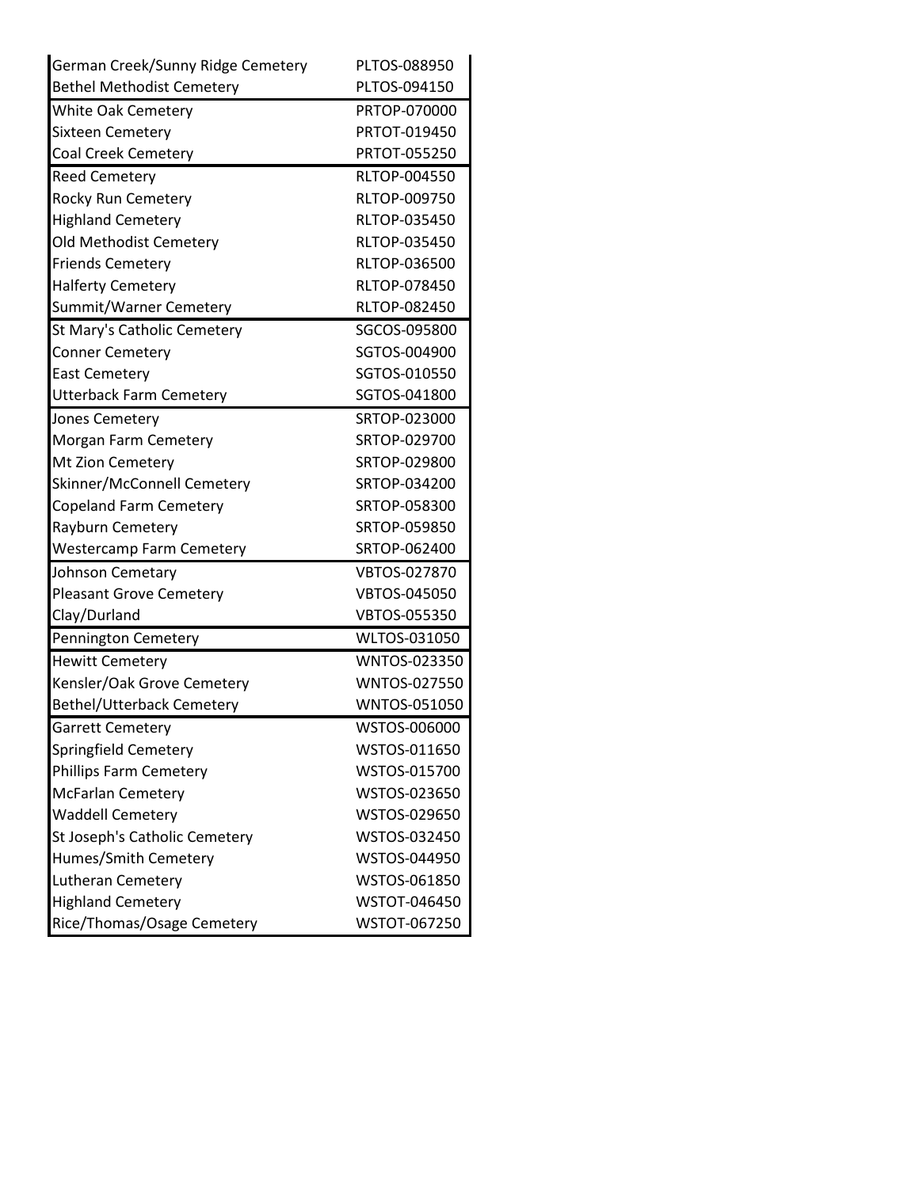| | |
|---|---|
| German Creek/Sunny Ridge Cemetery | PLTOS-088950 |
| Bethel Methodist Cemetery | PLTOS-094150 |
| White Oak Cemetery | PRTOP-070000 |
| Sixteen Cemetery | PRTOT-019450 |
| Coal Creek Cemetery | PRTOT-055250 |
| Reed Cemetery | RLTOP-004550 |
| Rocky Run Cemetery | RLTOP-009750 |
| Highland Cemetery | RLTOP-035450 |
| Old Methodist Cemetery | RLTOP-035450 |
| Friends Cemetery | RLTOP-036500 |
| Halferty Cemetery | RLTOP-078450 |
| Summit/Warner Cemetery | RLTOP-082450 |
| St Mary's Catholic Cemetery | SGCOS-095800 |
| Conner Cemetery | SGTOS-004900 |
| East Cemetery | SGTOS-010550 |
| Utterback Farm Cemetery | SGTOS-041800 |
| Jones Cemetery | SRTOP-023000 |
| Morgan Farm Cemetery | SRTOP-029700 |
| Mt Zion Cemetery | SRTOP-029800 |
| Skinner/McConnell Cemetery | SRTOP-034200 |
| Copeland Farm Cemetery | SRTOP-058300 |
| Rayburn Cemetery | SRTOP-059850 |
| Westercamp Farm Cemetery | SRTOP-062400 |
| Johnson Cemetary | VBTOS-027870 |
| Pleasant Grove Cemetery | VBTOS-045050 |
| Clay/Durland | VBTOS-055350 |
| Pennington Cemetery | WLTOS-031050 |
| Hewitt Cemetery | WNTOS-023350 |
| Kensler/Oak Grove Cemetery | WNTOS-027550 |
| Bethel/Utterback Cemetery | WNTOS-051050 |
| Garrett Cemetery | WSTOS-006000 |
| Springfield Cemetery | WSTOS-011650 |
| Phillips Farm Cemetery | WSTOS-015700 |
| McFarlan Cemetery | WSTOS-023650 |
| Waddell Cemetery | WSTOS-029650 |
| St Joseph's Catholic Cemetery | WSTOS-032450 |
| Humes/Smith Cemetery | WSTOS-044950 |
| Lutheran Cemetery | WSTOS-061850 |
| Highland Cemetery | WSTOT-046450 |
| Rice/Thomas/Osage Cemetery | WSTOT-067250 |